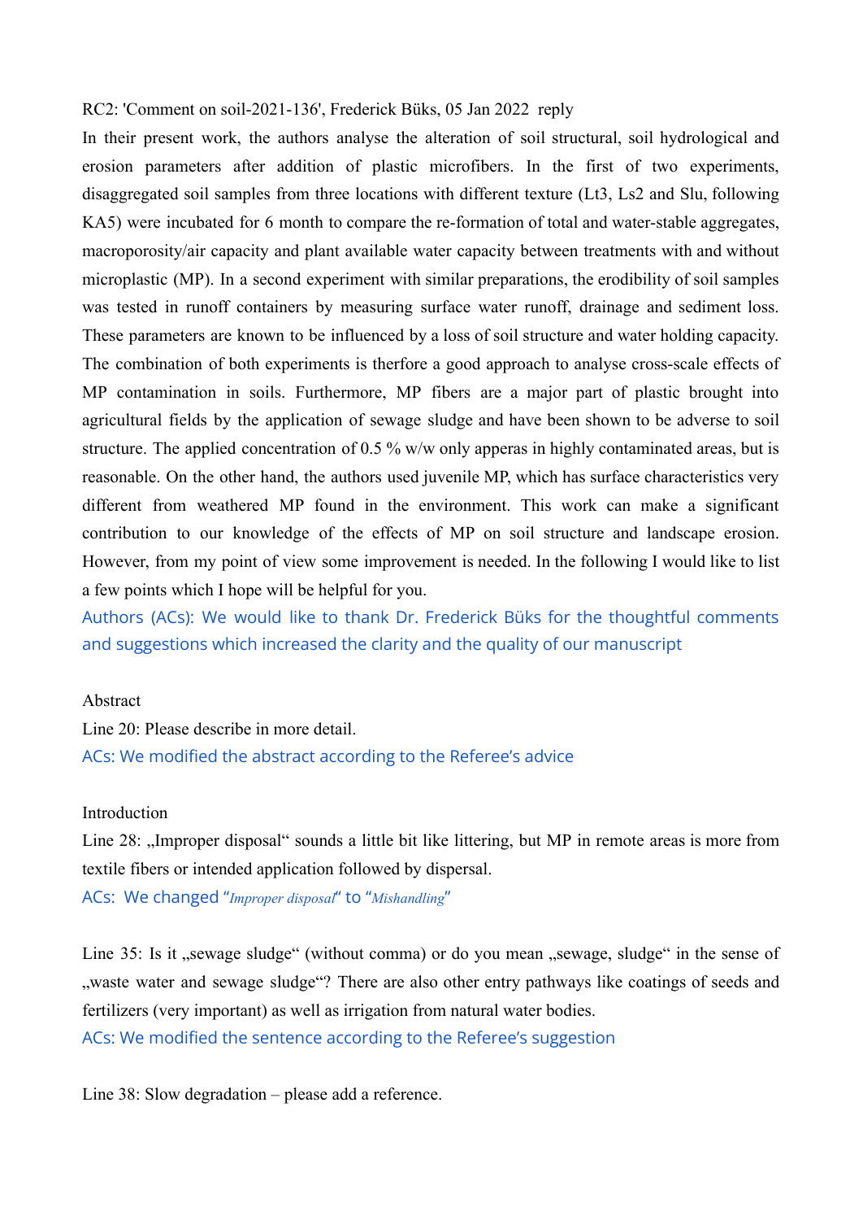RC2: 'Comment on soil-2021-136', Frederick Büks, 05 Jan 2022 reply

In their present work, the authors analyse the alteration of soil structural, soil hydrological and erosion parameters after addition of plastic microfibers. In the first of two experiments, disaggregated soil samples from three locations with different texture (Lt3, Ls2 and Slu, following KA5) were incubated for 6 month to compare the re-formation of total and water-stable aggregates, macroporosity/air capacity and plant available water capacity between treatments with and without microplastic (MP). In a second experiment with similar preparations, the erodibility of soil samples was tested in runoff containers by measuring surface water runoff, drainage and sediment loss. These parameters are known to be influenced by a loss of soil structure and water holding capacity. The combination of both experiments is therfore a good approach to analyse cross-scale effects of MP contamination in soils. Furthermore, MP fibers are a major part of plastic brought into agricultural fields by the application of sewage sludge and have been shown to be adverse to soil structure. The applied concentration of 0.5 % w/w only apperas in highly contaminated areas, but is reasonable. On the other hand, the authors used juvenile MP, which has surface characteristics very different from weathered MP found in the environment. This work can make a significant contribution to our knowledge of the effects of MP on soil structure and landscape erosion. However, from my point of view some improvement is needed. In the following I would like to list a few points which I hope will be helpful for you.

Authors (ACs): We would like to thank Dr. Frederick Büks for the thoughtful comments and suggestions which increased the clarity and the quality of our manuscript

Abstract

Line 20: Please describe in more detail.

ACs: We modified the abstract according to the Referee's advice

Introduction

Line 28: „Improper disposal" sounds a little bit like littering, but MP in remote areas is more from textile fibers or intended application followed by dispersal.

ACs: We changed "*Improper disposal*" to "*Mishandling*"

Line 35: Is it „sewage sludge" (without comma) or do you mean „sewage, sludge" in the sense of „waste water and sewage sludge"? There are also other entry pathways like coatings of seeds and fertilizers (very important) as well as irrigation from natural water bodies.

ACs: We modified the sentence according to the Referee's suggestion

Line 38: Slow degradation – please add a reference.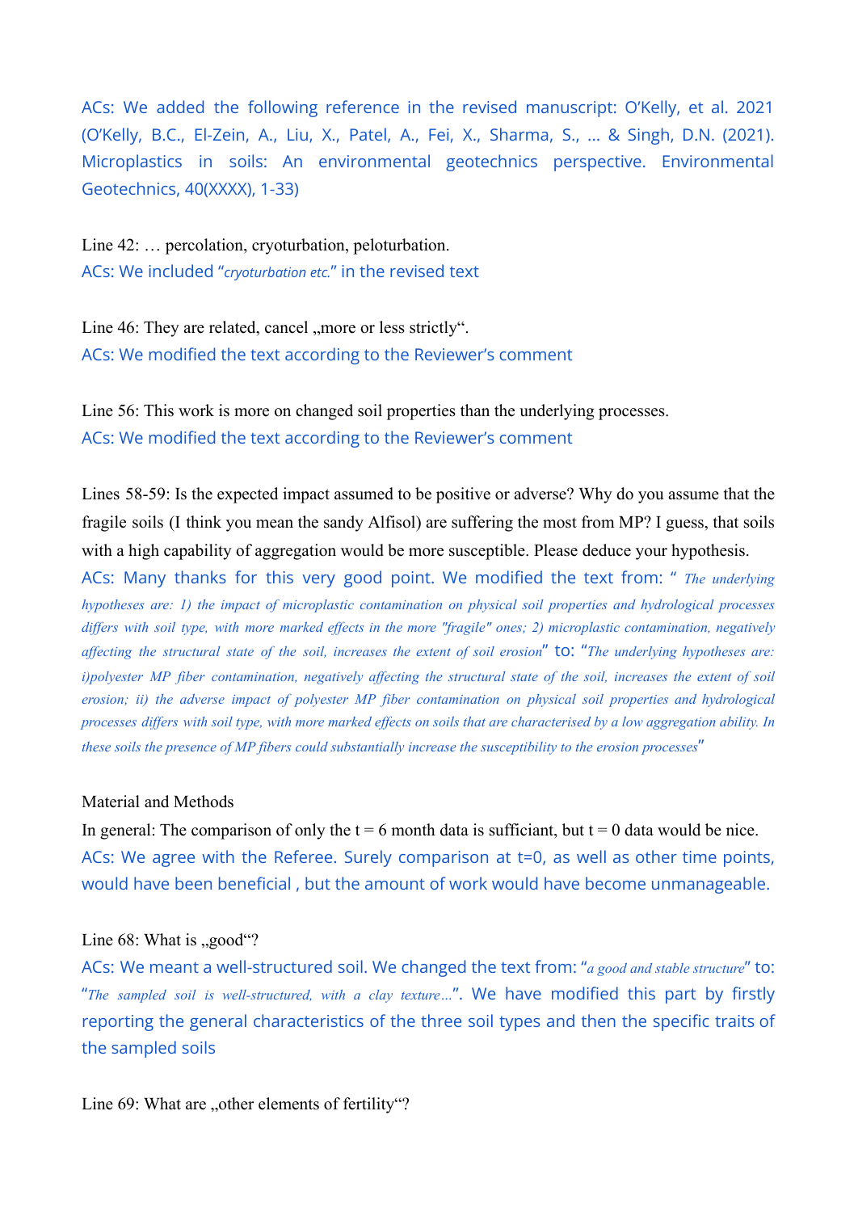ACs: We added the following reference in the revised manuscript: O'Kelly, et al. 2021 (O'Kelly, B.C., El-Zein, A., Liu, X., Patel, A., Fei, X., Sharma, S., ... & Singh, D.N. (2021). Microplastics in soils: An environmental geotechnics perspective. Environmental Geotechnics, 40(XXXX), 1-33)

Line 42: … percolation, cryoturbation, peloturbation.
ACs: We included "*cryoturbation etc.*" in the revised text

Line 46: They are related, cancel „more or less strictly".
ACs: We modified the text according to the Reviewer's comment

Line 56: This work is more on changed soil properties than the underlying processes.
ACs: We modified the text according to the Reviewer's comment

Lines 58-59: Is the expected impact assumed to be positive or adverse? Why do you assume that the fragile soils (I think you mean the sandy Alfisol) are suffering the most from MP? I guess, that soils with a high capability of aggregation would be more susceptible. Please deduce your hypothesis.
ACs: Many thanks for this very good point. We modified the text from: " *The underlying hypotheses are: 1) the impact of microplastic contamination on physical soil properties and hydrological processes differs with soil type, with more marked effects in the more "fragile" ones; 2) microplastic contamination, negatively affecting the structural state of the soil, increases the extent of soil erosion*" to: "*The underlying hypotheses are: i)polyester MP fiber contamination, negatively affecting the structural state of the soil, increases the extent of soil erosion; ii) the adverse impact of polyester MP fiber contamination on physical soil properties and hydrological processes differs with soil type, with more marked effects on soils that are characterised by a low aggregation ability. In these soils the presence of MP fibers could substantially increase the susceptibility to the erosion processes*"

Material and Methods

In general: The comparison of only the t = 6 month data is sufficiant, but t = 0 data would be nice.
ACs: We agree with the Referee. Surely comparison at t=0, as well as other time points, would have been beneficial , but the amount of work would have become unmanageable.

Line 68: What is „good"?
ACs: We meant a well-structured soil. We changed the text from: "*a good and stable structure*" to: "*The sampled soil is well-structured, with a clay texture…*". We have modified this part by firstly reporting the general characteristics of the three soil types and then the specific traits of the sampled soils

Line 69: What are „other elements of fertility"?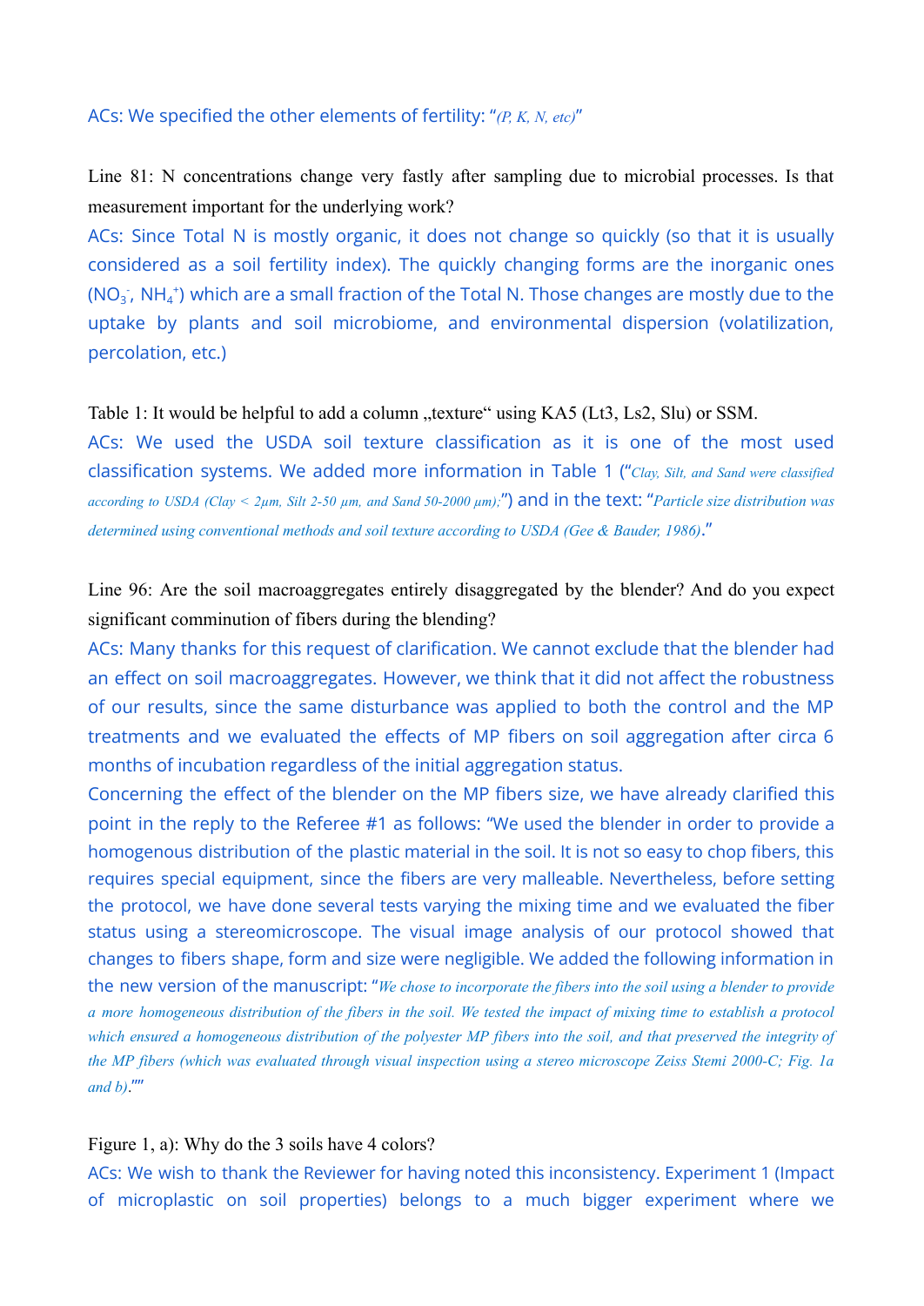ACs: We specified the other elements of fertility: "*(P, K, N, etc)*"

Line 81: N concentrations change very fastly after sampling due to microbial processes. Is that measurement important for the underlying work?

ACs: Since Total N is mostly organic, it does not change so quickly (so that it is usually considered as a soil fertility index). The quickly changing forms are the inorganic ones ($NO_3^-$, $NH_4^+$) which are a small fraction of the Total N. Those changes are mostly due to the uptake by plants and soil microbiome, and environmental dispersion (volatilization, percolation, etc.)

Table 1: It would be helpful to add a column „texture" using KA5 (Lt3, Ls2, Slu) or SSM.

ACs: We used the USDA soil texture classification as it is one of the most used classification systems. We added more information in Table 1 ("*Clay, Silt, and Sand were classified according to USDA (Clay < 2µm, Silt 2-50 µm, and Sand 50-2000 µm);*") and in the text: "*Particle size distribution was determined using conventional methods and soil texture according to USDA (Gee & Bauder, 1986)*."

Line 96: Are the soil macroaggregates entirely disaggregated by the blender? And do you expect significant comminution of fibers during the blending?

ACs: Many thanks for this request of clarification. We cannot exclude that the blender had an effect on soil macroaggregates. However, we think that it did not affect the robustness of our results, since the same disturbance was applied to both the control and the MP treatments and we evaluated the effects of MP fibers on soil aggregation after circa 6 months of incubation regardless of the initial aggregation status.

Concerning the effect of the blender on the MP fibers size, we have already clarified this point in the reply to the Referee #1 as follows: "We used the blender in order to provide a homogenous distribution of the plastic material in the soil. It is not so easy to chop fibers, this requires special equipment, since the fibers are very malleable. Nevertheless, before setting the protocol, we have done several tests varying the mixing time and we evaluated the fiber status using a stereomicroscope. The visual image analysis of our protocol showed that changes to fibers shape, form and size were negligible. We added the following information in the new version of the manuscript: "*We chose to incorporate the fibers into the soil using a blender to provide a more homogeneous distribution of the fibers in the soil. We tested the impact of mixing time to establish a protocol which ensured a homogeneous distribution of the polyester MP fibers into the soil, and that preserved the integrity of the MP fibers (which was evaluated through visual inspection using a stereo microscope Zeiss Stemi 2000-C; Fig. 1a and b)*.""

Figure 1, a): Why do the 3 soils have 4 colors?

ACs: We wish to thank the Reviewer for having noted this inconsistency. Experiment 1 (Impact of microplastic on soil properties) belongs to a much bigger experiment where we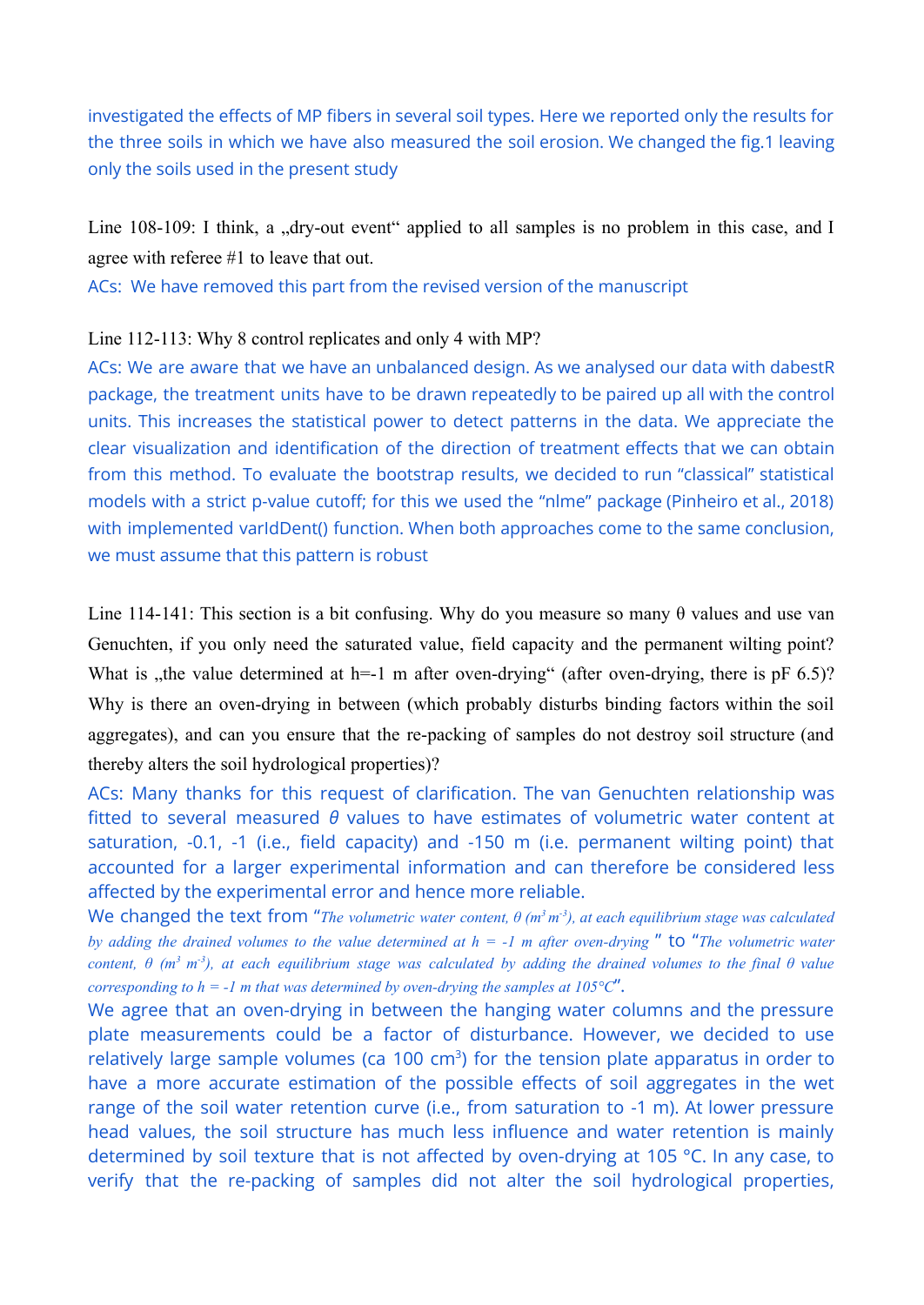investigated the effects of MP fibers in several soil types. Here we reported only the results for the three soils in which we have also measured the soil erosion. We changed the fig.1 leaving only the soils used in the present study

Line 108-109: I think, a „dry-out event" applied to all samples is no problem in this case, and I agree with referee #1 to leave that out.

ACs: We have removed this part from the revised version of the manuscript

Line 112-113: Why 8 control replicates and only 4 with MP?

ACs: We are aware that we have an unbalanced design. As we analysed our data with dabestR package, the treatment units have to be drawn repeatedly to be paired up all with the control units. This increases the statistical power to detect patterns in the data. We appreciate the clear visualization and identification of the direction of treatment effects that we can obtain from this method. To evaluate the bootstrap results, we decided to run "classical" statistical models with a strict p-value cutoff; for this we used the "nlme" package (Pinheiro et al., 2018) with implemented varIdDent() function. When both approaches come to the same conclusion, we must assume that this pattern is robust

Line 114-141: This section is a bit confusing. Why do you measure so many θ values and use van Genuchten, if you only need the saturated value, field capacity and the permanent wilting point? What is „the value determined at h=-1 m after oven-drying" (after oven-drying, there is pF 6.5)? Why is there an oven-drying in between (which probably disturbs binding factors within the soil aggregates), and can you ensure that the re-packing of samples do not destroy soil structure (and thereby alters the soil hydrological properties)?

ACs: Many thanks for this request of clarification. The van Genuchten relationship was fitted to several measured $\theta$ values to have estimates of volumetric water content at saturation, -0.1, -1 (i.e., field capacity) and -150 m (i.e. permanent wilting point) that accounted for a larger experimental information and can therefore be considered less affected by the experimental error and hence more reliable.

We changed the text from "*The volumetric water content, θ ($m^3$ $m^{-3}$), at each equilibrium stage was calculated by adding the drained volumes to the value determined at h = -1 m after oven-drying*" to "*The volumetric water content, θ ($m^3$ $m^{-3}$), at each equilibrium stage was calculated by adding the drained volumes to the final θ value corresponding to h = -1 m that was determined by oven-drying the samples at 105°C*".

We agree that an oven-drying in between the hanging water columns and the pressure plate measurements could be a factor of disturbance. However, we decided to use relatively large sample volumes (ca 100 $cm^3$) for the tension plate apparatus in order to have a more accurate estimation of the possible effects of soil aggregates in the wet range of the soil water retention curve (i.e., from saturation to -1 m). At lower pressure head values, the soil structure has much less influence and water retention is mainly determined by soil texture that is not affected by oven-drying at 105 °C. In any case, to verify that the re-packing of samples did not alter the soil hydrological properties,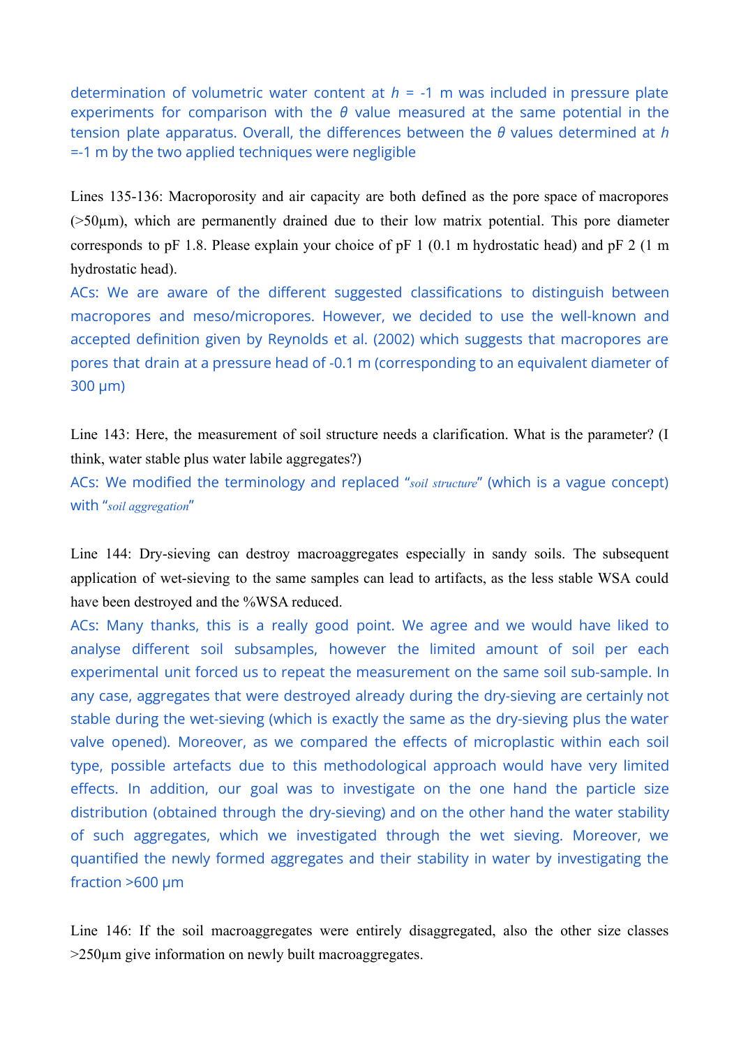determination of volumetric water content at $h$ = -1 m was included in pressure plate experiments for comparison with the $\theta$ value measured at the same potential in the tension plate apparatus. Overall, the differences between the $\theta$ values determined at $h$ =-1 m by the two applied techniques were negligible

Lines 135-136: Macroporosity and air capacity are both defined as the pore space of macropores (>50µm), which are permanently drained due to their low matrix potential. This pore diameter corresponds to pF 1.8. Please explain your choice of pF 1 (0.1 m hydrostatic head) and pF 2 (1 m hydrostatic head).

ACs: We are aware of the different suggested classifications to distinguish between macropores and meso/micropores. However, we decided to use the well-known and accepted definition given by Reynolds et al. (2002) which suggests that macropores are pores that drain at a pressure head of -0.1 m (corresponding to an equivalent diameter of 300 µm)

Line 143: Here, the measurement of soil structure needs a clarification. What is the parameter? (I think, water stable plus water labile aggregates?)

ACs: We modified the terminology and replaced "*soil structure*" (which is a vague concept) with "*soil aggregation*"

Line 144: Dry-sieving can destroy macroaggregates especially in sandy soils. The subsequent application of wet-sieving to the same samples can lead to artifacts, as the less stable WSA could have been destroyed and the %WSA reduced.

ACs: Many thanks, this is a really good point. We agree and we would have liked to analyse different soil subsamples, however the limited amount of soil per each experimental unit forced us to repeat the measurement on the same soil sub-sample. In any case, aggregates that were destroyed already during the dry-sieving are certainly not stable during the wet-sieving (which is exactly the same as the dry-sieving plus the water valve opened). Moreover, as we compared the effects of microplastic within each soil type, possible artefacts due to this methodological approach would have very limited effects. In addition, our goal was to investigate on the one hand the particle size distribution (obtained through the dry-sieving) and on the other hand the water stability of such aggregates, which we investigated through the wet sieving. Moreover, we quantified the newly formed aggregates and their stability in water by investigating the fraction >600 µm

Line 146: If the soil macroaggregates were entirely disaggregated, also the other size classes >250µm give information on newly built macroaggregates.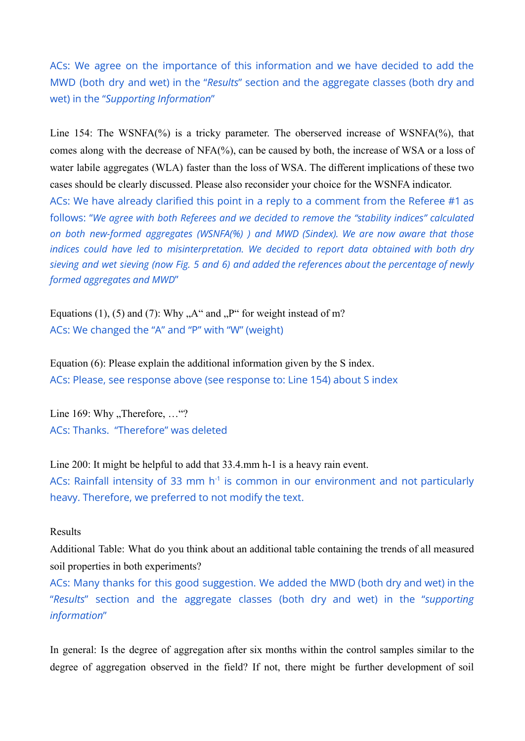ACs: We agree on the importance of this information and we have decided to add the MWD (both dry and wet) in the "*Results*" section and the aggregate classes (both dry and wet) in the "*Supporting Information*"

Line 154: The WSNFA(%) is a tricky parameter. The oberserved increase of WSNFA(%), that comes along with the decrease of NFA(%), can be caused by both, the increase of WSA or a loss of water labile aggregates (WLA) faster than the loss of WSA. The different implications of these two cases should be clearly discussed. Please also reconsider your choice for the WSNFA indicator.

ACs: We have already clarified this point in a reply to a comment from the Referee #1 as follows: "*We agree with both Referees and we decided to remove the "stability indices" calculated on both new-formed aggregates (WSNFA(%) ) and MWD (Sindex). We are now aware that those indices could have led to misinterpretation. We decided to report data obtained with both dry sieving and wet sieving (now Fig. 5 and 6) and added the references about the percentage of newly formed aggregates and MWD*"

Equations (1), (5) and (7): Why „A" and „P" for weight instead of m?

ACs: We changed the "A" and "P" with "W" (weight)

Equation (6): Please explain the additional information given by the S index.

ACs: Please, see response above (see response to: Line 154) about S index

Line 169: Why „Therefore, …"?

ACs: Thanks. "Therefore" was deleted

Line 200: It might be helpful to add that 33.4.mm h-1 is a heavy rain event.

ACs: Rainfall intensity of 33 mm $h^{-1}$ is common in our environment and not particularly heavy. Therefore, we preferred to not modify the text.

Results

Additional Table: What do you think about an additional table containing the trends of all measured soil properties in both experiments?

ACs: Many thanks for this good suggestion. We added the MWD (both dry and wet) in the "*Results*" section and the aggregate classes (both dry and wet) in the "*supporting information*"

In general: Is the degree of aggregation after six months within the control samples similar to the degree of aggregation observed in the field? If not, there might be further development of soil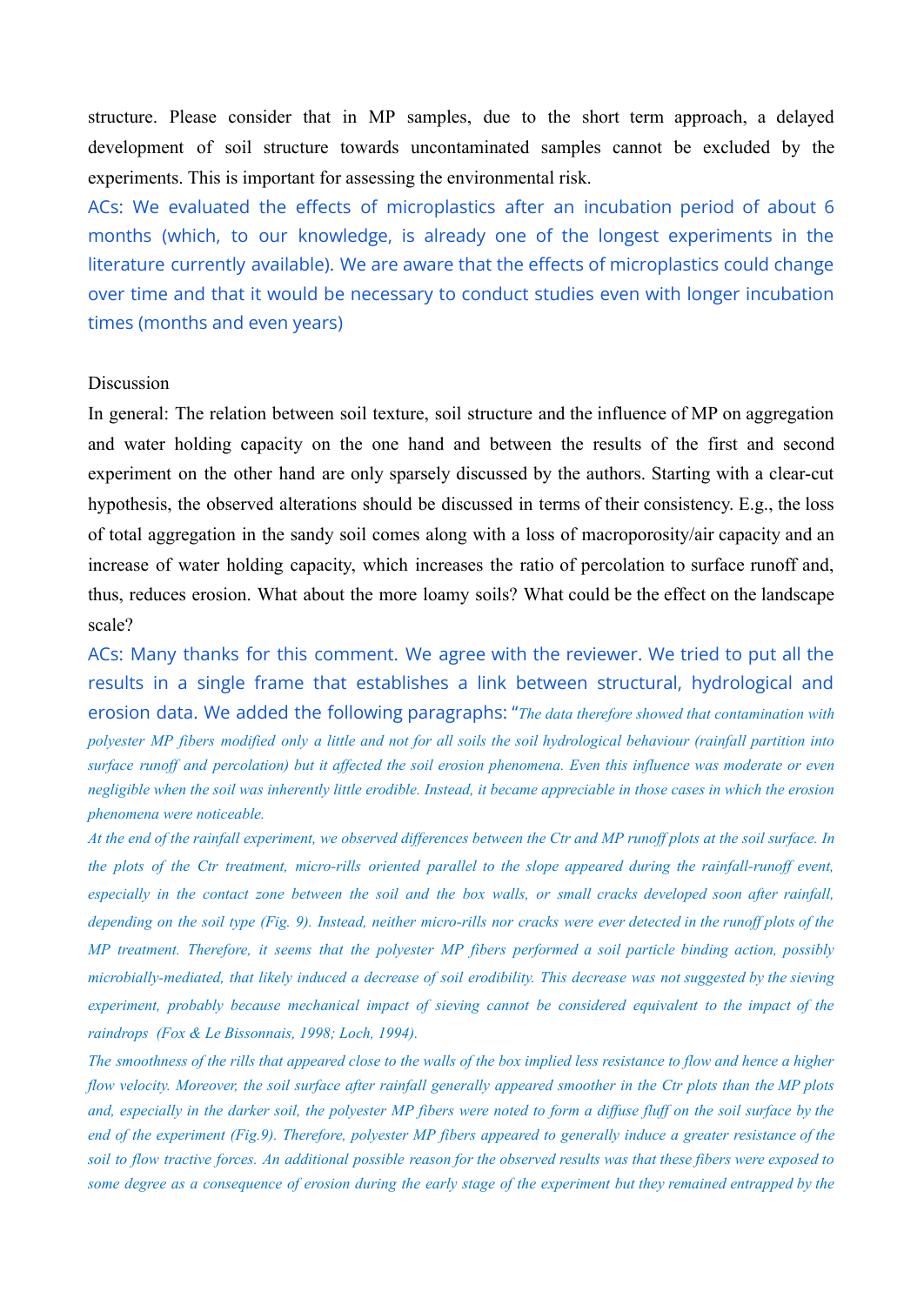structure. Please consider that in MP samples, due to the short term approach, a delayed development of soil structure towards uncontaminated samples cannot be excluded by the experiments. This is important for assessing the environmental risk.

ACs: We evaluated the effects of microplastics after an incubation period of about 6 months (which, to our knowledge, is already one of the longest experiments in the literature currently available). We are aware that the effects of microplastics could change over time and that it would be necessary to conduct studies even with longer incubation times (months and even years)

Discussion

In general: The relation between soil texture, soil structure and the influence of MP on aggregation and water holding capacity on the one hand and between the results of the first and second experiment on the other hand are only sparsely discussed by the authors. Starting with a clear-cut hypothesis, the observed alterations should be discussed in terms of their consistency. E.g., the loss of total aggregation in the sandy soil comes along with a loss of macroporosity/air capacity and an increase of water holding capacity, which increases the ratio of percolation to surface runoff and, thus, reduces erosion. What about the more loamy soils? What could be the effect on the landscape scale?

ACs: Many thanks for this comment. We agree with the reviewer. We tried to put all the results in a single frame that establishes a link between structural, hydrological and erosion data. We added the following paragraphs: "*The data therefore showed that contamination with polyester MP fibers modified only a little and not for all soils the soil hydrological behaviour (rainfall partition into surface runoff and percolation) but it affected the soil erosion phenomena. Even this influence was moderate or even negligible when the soil was inherently little erodible. Instead, it became appreciable in those cases in which the erosion phenomena were noticeable.*

*At the end of the rainfall experiment, we observed differences between the Ctr and MP runoff plots at the soil surface. In the plots of the Ctr treatment, micro-rills oriented parallel to the slope appeared during the rainfall-runoff event, especially in the contact zone between the soil and the box walls, or small cracks developed soon after rainfall, depending on the soil type (Fig. 9). Instead, neither micro-rills nor cracks were ever detected in the runoff plots of the MP treatment. Therefore, it seems that the polyester MP fibers performed a soil particle binding action, possibly microbially-mediated, that likely induced a decrease of soil erodibility. This decrease was not suggested by the sieving experiment, probably because mechanical impact of sieving cannot be considered equivalent to the impact of the raindrops (Fox & Le Bissonnais, 1998; Loch, 1994).*

*The smoothness of the rills that appeared close to the walls of the box implied less resistance to flow and hence a higher flow velocity. Moreover, the soil surface after rainfall generally appeared smoother in the Ctr plots than the MP plots and, especially in the darker soil, the polyester MP fibers were noted to form a diffuse fluff on the soil surface by the end of the experiment (Fig.9). Therefore, polyester MP fibers appeared to generally induce a greater resistance of the soil to flow tractive forces. An additional possible reason for the observed results was that these fibers were exposed to some degree as a consequence of erosion during the early stage of the experiment but they remained entrapped by the*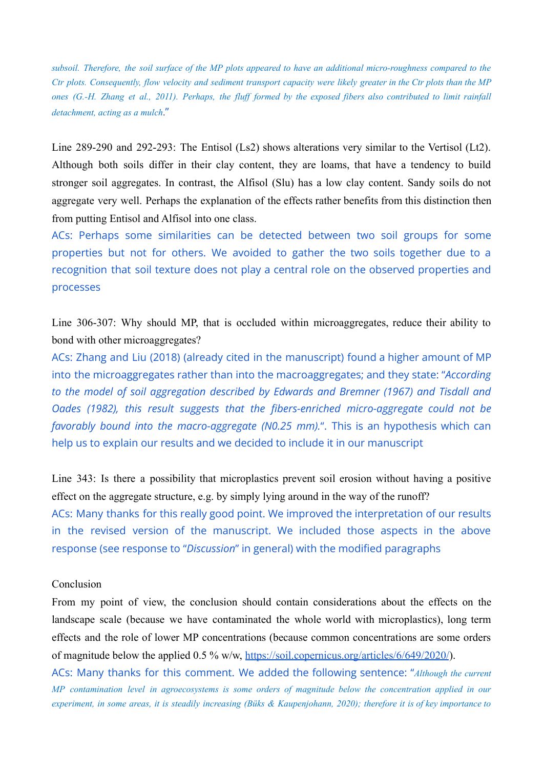*subsoil. Therefore, the soil surface of the MP plots appeared to have an additional micro-roughness compared to the Ctr plots. Consequently, flow velocity and sediment transport capacity were likely greater in the Ctr plots than the MP ones (G.-H. Zhang et al., 2011). Perhaps, the fluff formed by the exposed fibers also contributed to limit rainfall detachment, acting as a mulch*."

Line 289-290 and 292-293: The Entisol (Ls2) shows alterations very similar to the Vertisol (Lt2). Although both soils differ in their clay content, they are loams, that have a tendency to build stronger soil aggregates. In contrast, the Alfisol (Slu) has a low clay content. Sandy soils do not aggregate very well. Perhaps the explanation of the effects rather benefits from this distinction then from putting Entisol and Alfisol into one class.

ACs: Perhaps some similarities can be detected between two soil groups for some properties but not for others. We avoided to gather the two soils together due to a recognition that soil texture does not play a central role on the observed properties and processes

Line 306-307: Why should MP, that is occluded within microaggregates, reduce their ability to bond with other microaggregates?

ACs: Zhang and Liu (2018) (already cited in the manuscript) found a higher amount of MP into the microaggregates rather than into the macroaggregates; and they state: "*According to the model of soil aggregation described by Edwards and Bremner (1967) and Tisdall and Oades (1982), this result suggests that the fibers-enriched micro-aggregate could not be favorably bound into the macro-aggregate (N0.25 mm).*". This is an hypothesis which can help us to explain our results and we decided to include it in our manuscript

Line 343: Is there a possibility that microplastics prevent soil erosion without having a positive effect on the aggregate structure, e.g. by simply lying around in the way of the runoff?

ACs: Many thanks for this really good point. We improved the interpretation of our results in the revised version of the manuscript. We included those aspects in the above response (see response to "*Discussion*" in general) with the modified paragraphs

Conclusion

From my point of view, the conclusion should contain considerations about the effects on the landscape scale (because we have contaminated the whole world with microplastics), long term effects and the role of lower MP concentrations (because common concentrations are some orders of magnitude below the applied 0.5 % w/w, https://soil.copernicus.org/articles/6/649/2020/).

ACs: Many thanks for this comment. We added the following sentence: "*Although the current MP contamination level in agroecosystems is some orders of magnitude below the concentration applied in our experiment, in some areas, it is steadily increasing (Büks & Kaupenjohann, 2020); therefore it is of key importance to*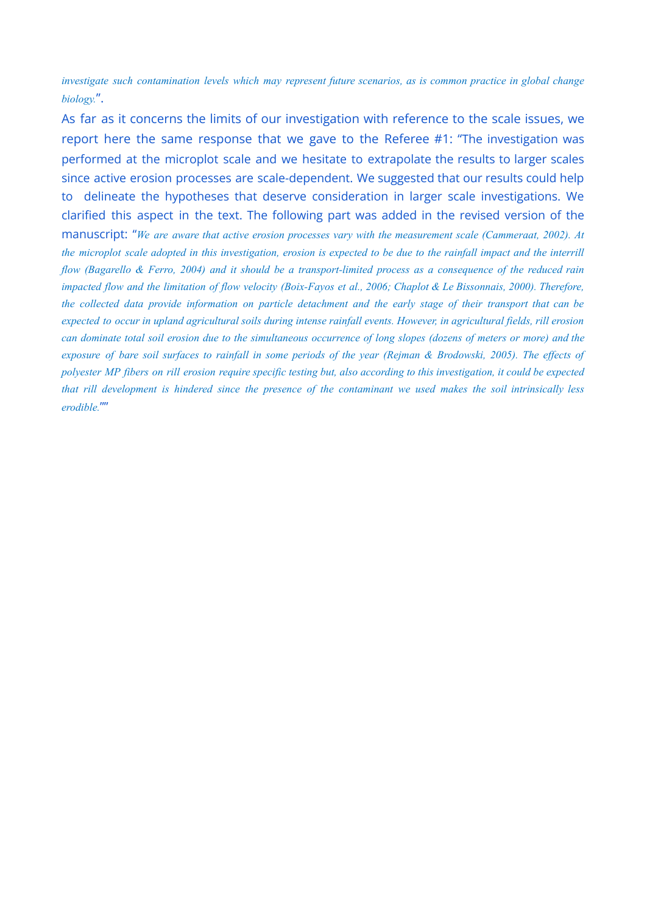*investigate such contamination levels which may represent future scenarios, as is common practice in global change biology.*".

As far as it concerns the limits of our investigation with reference to the scale issues, we report here the same response that we gave to the Referee #1: "The investigation was performed at the microplot scale and we hesitate to extrapolate the results to larger scales since active erosion processes are scale-dependent. We suggested that our results could help to delineate the hypotheses that deserve consideration in larger scale investigations. We clarified this aspect in the text. The following part was added in the revised version of the manuscript: "*We are aware that active erosion processes vary with the measurement scale (Cammeraat, 2002). At the microplot scale adopted in this investigation, erosion is expected to be due to the rainfall impact and the interrill flow (Bagarello & Ferro, 2004) and it should be a transport-limited process as a consequence of the reduced rain impacted flow and the limitation of flow velocity (Boix-Fayos et al., 2006; Chaplot & Le Bissonnais, 2000). Therefore, the collected data provide information on particle detachment and the early stage of their transport that can be expected to occur in upland agricultural soils during intense rainfall events. However, in agricultural fields, rill erosion can dominate total soil erosion due to the simultaneous occurrence of long slopes (dozens of meters or more) and the exposure of bare soil surfaces to rainfall in some periods of the year (Rejman & Brodowski, 2005). The effects of polyester MP fibers on rill erosion require specific testing but, also according to this investigation, it could be expected that rill development is hindered since the presence of the contaminant we used makes the soil intrinsically less erodible.*""